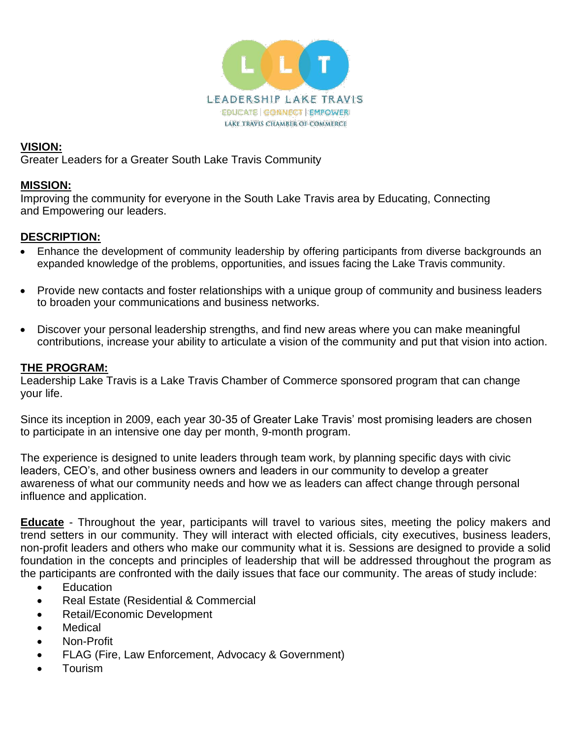LEADERSHIP LAKE TRAVIS

EDUCATE | CONNECT | EMPOWER

LAKE TRAVIS CHAMBER OF COMMERCE

**VISION:**

Greater Leaders for a Greater South Lake Travis Community

**MISSION:**

Improving the community for everyone in the South Lake Travis area by Educating, Connecting and Empowering our leaders.

**DESCRIPTION:**

- Enhance the development of community leadership by offering participants from diverse backgrounds an expanded knowledge of the problems, opportunities, and issues facing the Lake Travis community.
- Provide new contacts and foster relationships with a unique group of community and business leaders to broaden your communications and business networks.
- Discover your personal leadership strengths, and find new areas where you can make meaningful contributions, increase your ability to articulate a vision of the community and put that vision into action.

**THE PROGRAM:**

Leadership Lake Travis is a Lake Travis Chamber of Commerce sponsored program that can change your life.

Since its inception in 2009, each year 30-35 of Greater Lake Travis' most promising leaders are chosen to participate in an intensive one day per month, 9-month program.

The experience is designed to unite leaders through team work, by planning specific days with civic leaders, CEO's, and other business owners and leaders in our community to develop a greater awareness of what our community needs and how we as leaders can affect change through personal influence and application.

**Educate** - Throughout the year, participants will travel to various sites, meeting the policy makers and trend setters in our community. They will interact with elected officials, city executives, business leaders, non-profit leaders and others who make our community what it is. Sessions are designed to provide a solid foundation in the concepts and principles of leadership that will be addressed throughout the program as the participants are confronted with the daily issues that face our community. The areas of study include:

- Education
- Real Estate (Residential & Commercial
- Retail/Economic Development
- Medical
- Non-Profit
- FLAG (Fire, Law Enforcement, Advocacy & Government)
- Tourism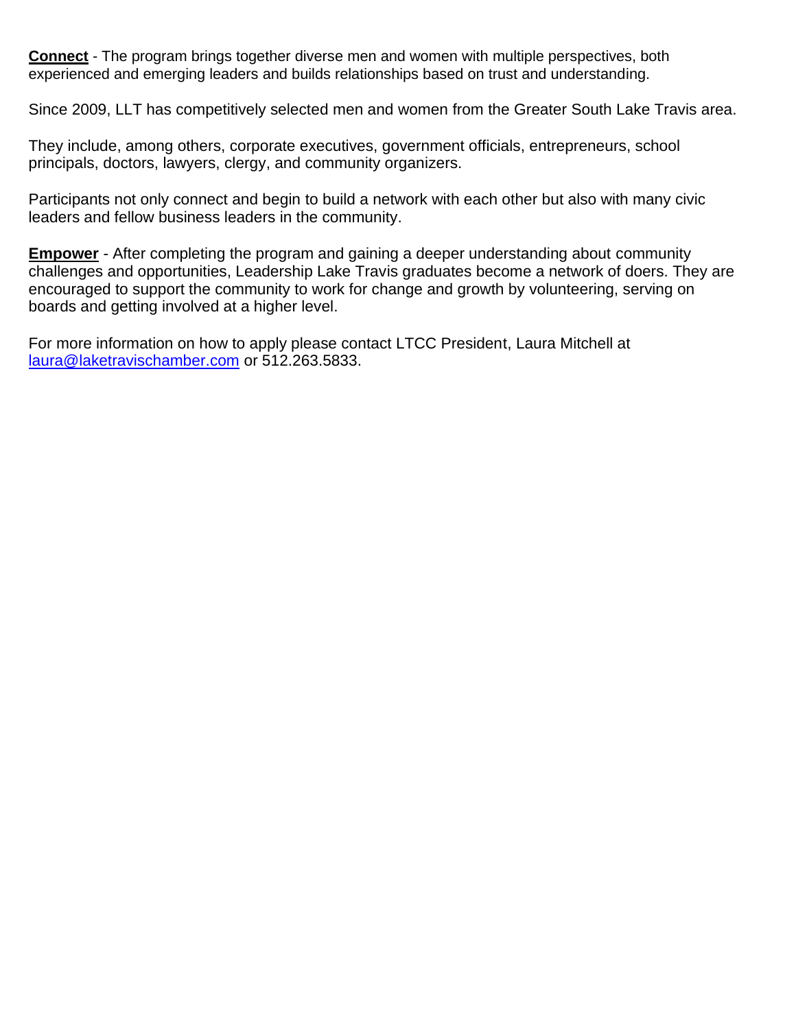**Connect** - The program brings together diverse men and women with multiple perspectives, both experienced and emerging leaders and builds relationships based on trust and understanding.

Since 2009, LLT has competitively selected men and women from the Greater South Lake Travis area.

They include, among others, corporate executives, government officials, entrepreneurs, school principals, doctors, lawyers, clergy, and community organizers.

Participants not only connect and begin to build a network with each other but also with many civic leaders and fellow business leaders in the community.

**Empower** - After completing the program and gaining a deeper understanding about community challenges and opportunities, Leadership Lake Travis graduates become a network of doers. They are encouraged to support the community to work for change and growth by volunteering, serving on boards and getting involved at a higher level.

For more information on how to apply please contact LTCC President, Laura Mitchell at [laura@laketravischamber.com](mailto:laura@laketravischamber.com) or 512.263.5833.